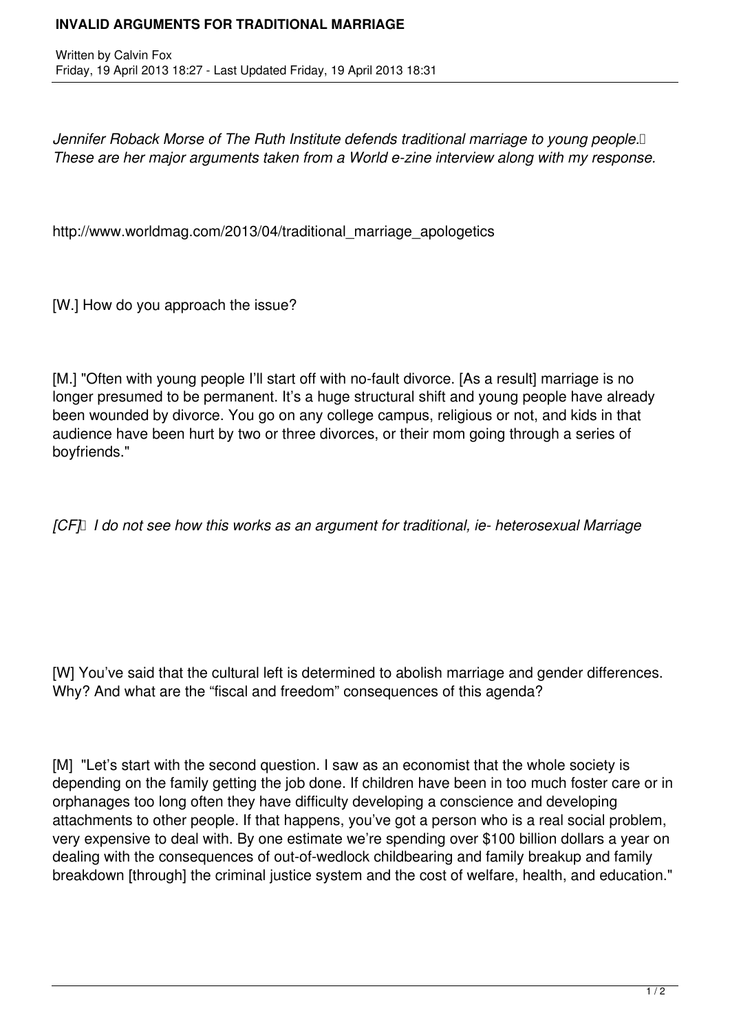# INVALID ARGUMENTS FOR TRADITIONAL MARRIAGE

Written by Calvin Fox
Friday, 19 April 2013 18:27 - Last Updated Friday, 19 April 2013 18:31

*Jennifer Roback Morse of The Ruth Institute defends traditional marriage to young people. These are her major arguments taken from a World e-zine interview along with my response.*

http://www.worldmag.com/2013/04/traditional_marriage_apologetics

[W.] How do you approach the issue?

[M.] "Often with young people I'll start off with no-fault divorce. [As a result] marriage is no longer presumed to be permanent. It's a huge structural shift and young people have already been wounded by divorce. You go on any college campus, religious or not, and kids in that audience have been hurt by two or three divorces, or their mom going through a series of boyfriends."

*[CF] I do not see how this works as an argument for traditional, ie- heterosexual Marriage*

[W] You've said that the cultural left is determined to abolish marriage and gender differences. Why? And what are the "fiscal and freedom" consequences of this agenda?

[M] "Let's start with the second question. I saw as an economist that the whole society is depending on the family getting the job done. If children have been in too much foster care or in orphanages too long often they have difficulty developing a conscience and developing attachments to other people. If that happens, you've got a person who is a real social problem, very expensive to deal with. By one estimate we're spending over $100 billion dollars a year on dealing with the consequences of out-of-wedlock childbearing and family breakup and family breakdown [through] the criminal justice system and the cost of welfare, health, and education."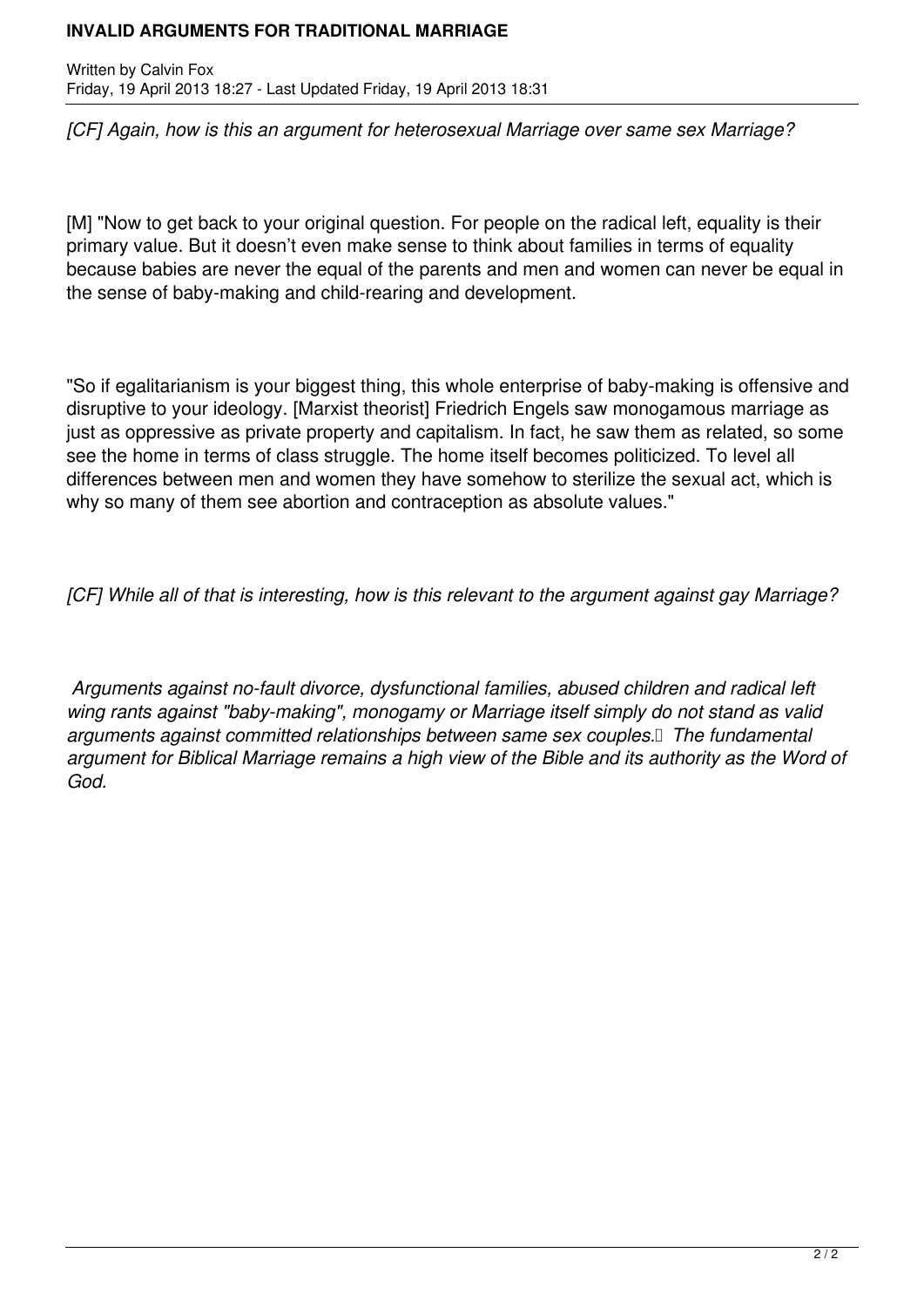*[CF] Again, how is this an argument for heterosexual Marriage over same sex Marriage?*

[M] "Now to get back to your original question. For people on the radical left, equality is their primary value. But it doesn't even make sense to think about families in terms of equality because babies are never the equal of the parents and men and women can never be equal in the sense of baby-making and child-rearing and development.

"So if egalitarianism is your biggest thing, this whole enterprise of baby-making is offensive and disruptive to your ideology. [Marxist theorist] Friedrich Engels saw monogamous marriage as just as oppressive as private property and capitalism. In fact, he saw them as related, so some see the home in terms of class struggle. The home itself becomes politicized. To level all differences between men and women they have somehow to sterilize the sexual act, which is why so many of them see abortion and contraception as absolute values."

*[CF] While all of that is interesting, how is this relevant to the argument against gay Marriage?*

*Arguments against no-fault divorce, dysfunctional families, abused children and radical left wing rants against "baby-making", monogamy or Marriage itself simply do not stand as valid arguments against committed relationships between same sex couples. The fundamental argument for Biblical Marriage remains a high view of the Bible and its authority as the Word of God.*